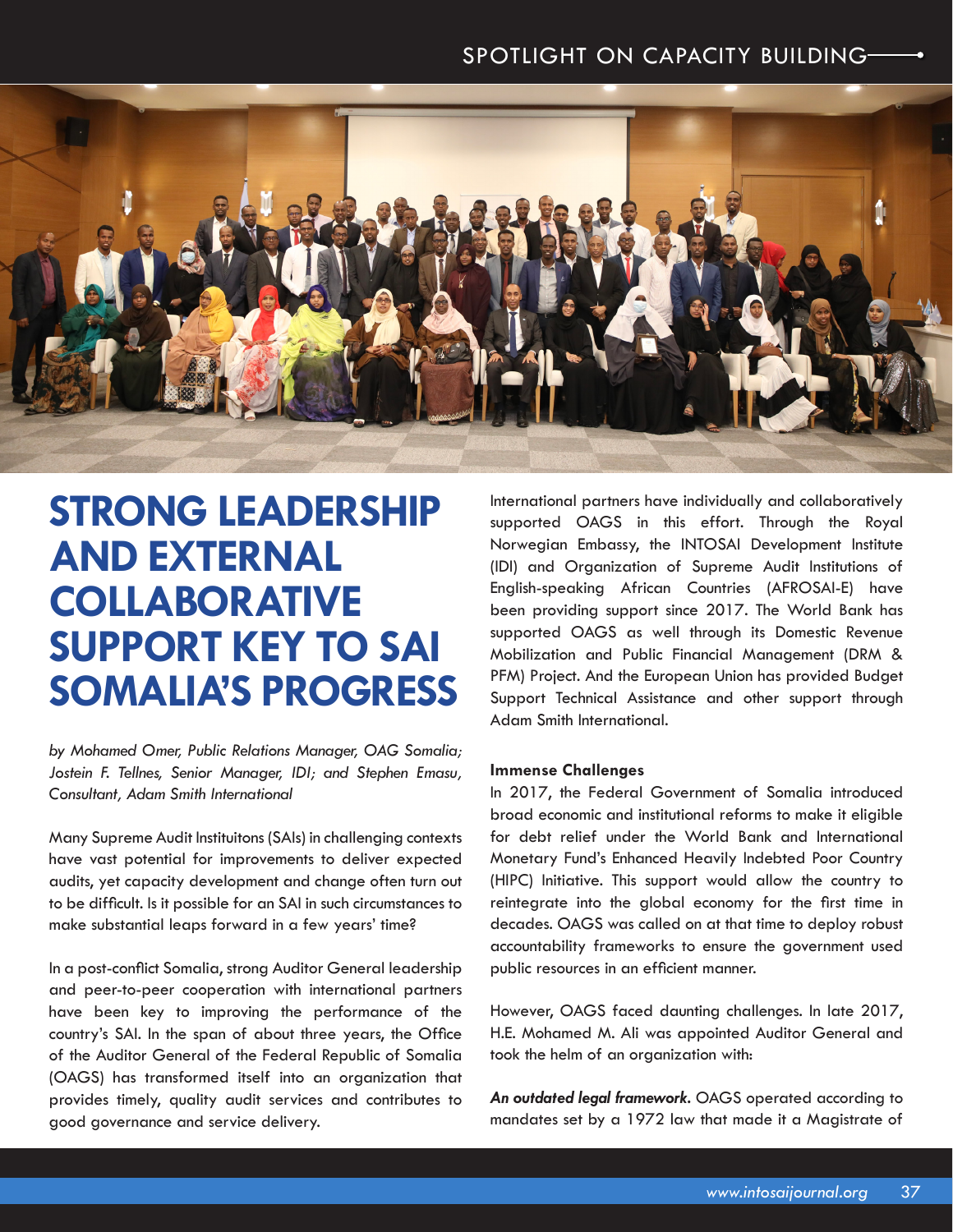# STRONG LEADERSHIP AND EXTERNAL COLLABORATIVE SUPPORT KEY TO SAI SOMALIA'S PROGRESS

*by Mohamed Omer, Public Relations Manager, OAG Somalia; Jostein F. Tellnes, Senior Manager, IDI; and Stephen Emasu, Consultant, Adam Smith International*

Many Supreme Audit Instituitons (SAIs) in challenging contexts have vast potential for improvements to deliver expected audits, yet capacity development and change often turn out to be difficult. Is it possible for an SAI in such circumstances to make substantial leaps forward in a few years' time?

In a post-conflict Somalia, strong Auditor General leadership and peer-to-peer cooperation with international partners have been key to improving the performance of the country's SAI. In the span of about three years, the Office of the Auditor General of the Federal Republic of Somalia (OAGS) has transformed itself into an organization that provides timely, quality audit services and contributes to good governance and service delivery.

International partners have individually and collaboratively supported OAGS in this effort. Through the Royal Norwegian Embassy, the INTOSAI Development Institute (IDI) and Organization of Supreme Audit Institutions of English-speaking African Countries (AFROSAI-E) have been providing support since 2017. The World Bank has supported OAGS as well through its Domestic Revenue Mobilization and Public Financial Management (DRM & PFM) Project. And the European Union has provided Budget Support Technical Assistance and other support through Adam Smith International.

### Immense Challenges

In 2017, the Federal Government of Somalia introduced broad economic and institutional reforms to make it eligible for debt relief under the World Bank and International Monetary Fund's Enhanced Heavily Indebted Poor Country (HIPC) Initiative. This support would allow the country to reintegrate into the global economy for the first time in decades. OAGS was called on at that time to deploy robust accountability frameworks to ensure the government used public resources in an efficient manner.

However, OAGS faced daunting challenges. In late 2017, H.E. Mohamed M. Ali was appointed Auditor General and took the helm of an organization with:

***An outdated legal framework.*** OAGS operated according to mandates set by a 1972 law that made it a Magistrate of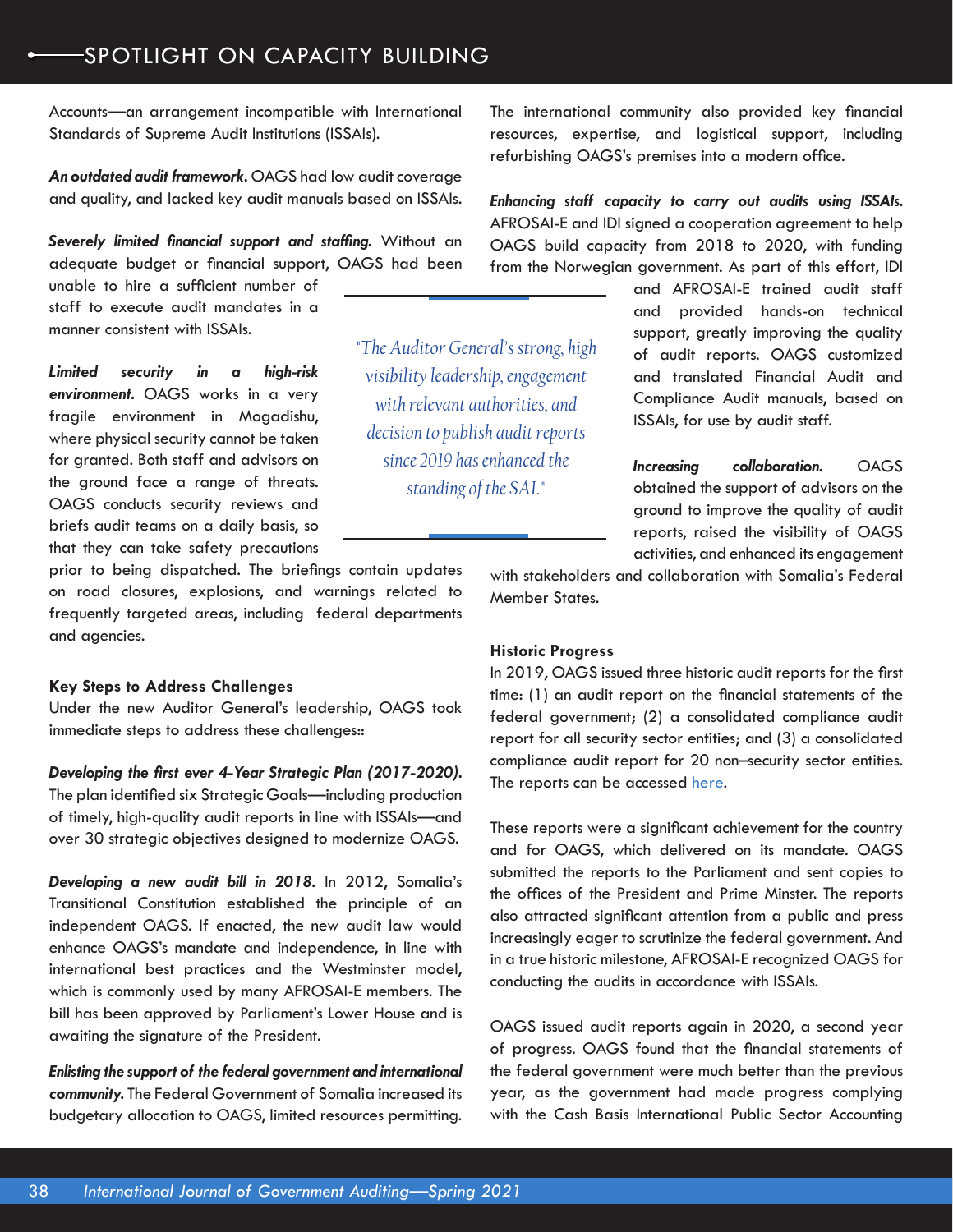Accounts—an arrangement incompatible with International Standards of Supreme Audit Institutions (ISSAIs).

***An outdated audit framework.*** OAGS had low audit coverage and quality, and lacked key audit manuals based on ISSAIs.

***Severely limited financial support and staffing.*** Without an adequate budget or financial support, OAGS had been unable to hire a sufficient number of staff to execute audit mandates in a manner consistent with ISSAIs.

***Limited security in a high-risk environment.*** OAGS works in a very fragile environment in Mogadishu, where physical security cannot be taken for granted. Both staff and advisors on the ground face a range of threats. OAGS conducts security reviews and briefs audit teams on a daily basis, so that they can take safety precautions prior to being dispatched. The briefings contain updates on road closures, explosions, and warnings related to frequently targeted areas, including federal departments and agencies.

> "The Auditor General's strong, high visibility leadership, engagement with relevant authorities, and decision to publish audit reports since 2019 has enhanced the standing of the SAI."

### Key Steps to Address Challenges

Under the new Auditor General's leadership, OAGS took immediate steps to address these challenges::

***Developing the first ever 4-Year Strategic Plan (2017-2020).*** The plan identified six Strategic Goals—including production of timely, high-quality audit reports in line with ISSAIs—and over 30 strategic objectives designed to modernize OAGS.

***Developing a new audit bill in 2018.*** In 2012, Somalia's Transitional Constitution established the principle of an independent OAGS. If enacted, the new audit law would enhance OAGS's mandate and independence, in line with international best practices and the Westminster model, which is commonly used by many AFROSAI-E members. The bill has been approved by Parliament's Lower House and is awaiting the signature of the President.

***Enlisting the support of the federal government and international community.*** The Federal Government of Somalia increased its budgetary allocation to OAGS, limited resources permitting. The international community also provided key financial resources, expertise, and logistical support, including refurbishing OAGS's premises into a modern office.

***Enhancing staff capacity to carry out audits using ISSAIs.*** AFROSAI-E and IDI signed a cooperation agreement to help OAGS build capacity from 2018 to 2020, with funding from the Norwegian government. As part of this effort, IDI and AFROSAI-E trained audit staff and provided hands-on technical support, greatly improving the quality of audit reports. OAGS customized and translated Financial Audit and Compliance Audit manuals, based on ISSAIs, for use by audit staff.

***Increasing collaboration.*** OAGS obtained the support of advisors on the ground to improve the quality of audit reports, raised the visibility of OAGS activities, and enhanced its engagement with stakeholders and collaboration with Somalia's Federal Member States.

### Historic Progress

In 2019, OAGS issued three historic audit reports for the first time: (1) an audit report on the financial statements of the federal government; (2) a consolidated compliance audit report for all security sector entities; and (3) a consolidated compliance audit report for 20 non–security sector entities. The reports can be accessed here.

These reports were a significant achievement for the country and for OAGS, which delivered on its mandate. OAGS submitted the reports to the Parliament and sent copies to the offices of the President and Prime Minster. The reports also attracted significant attention from a public and press increasingly eager to scrutinize the federal government. And in a true historic milestone, AFROSAI-E recognized OAGS for conducting the audits in accordance with ISSAIs.

OAGS issued audit reports again in 2020, a second year of progress. OAGS found that the financial statements of the federal government were much better than the previous year, as the government had made progress complying with the Cash Basis International Public Sector Accounting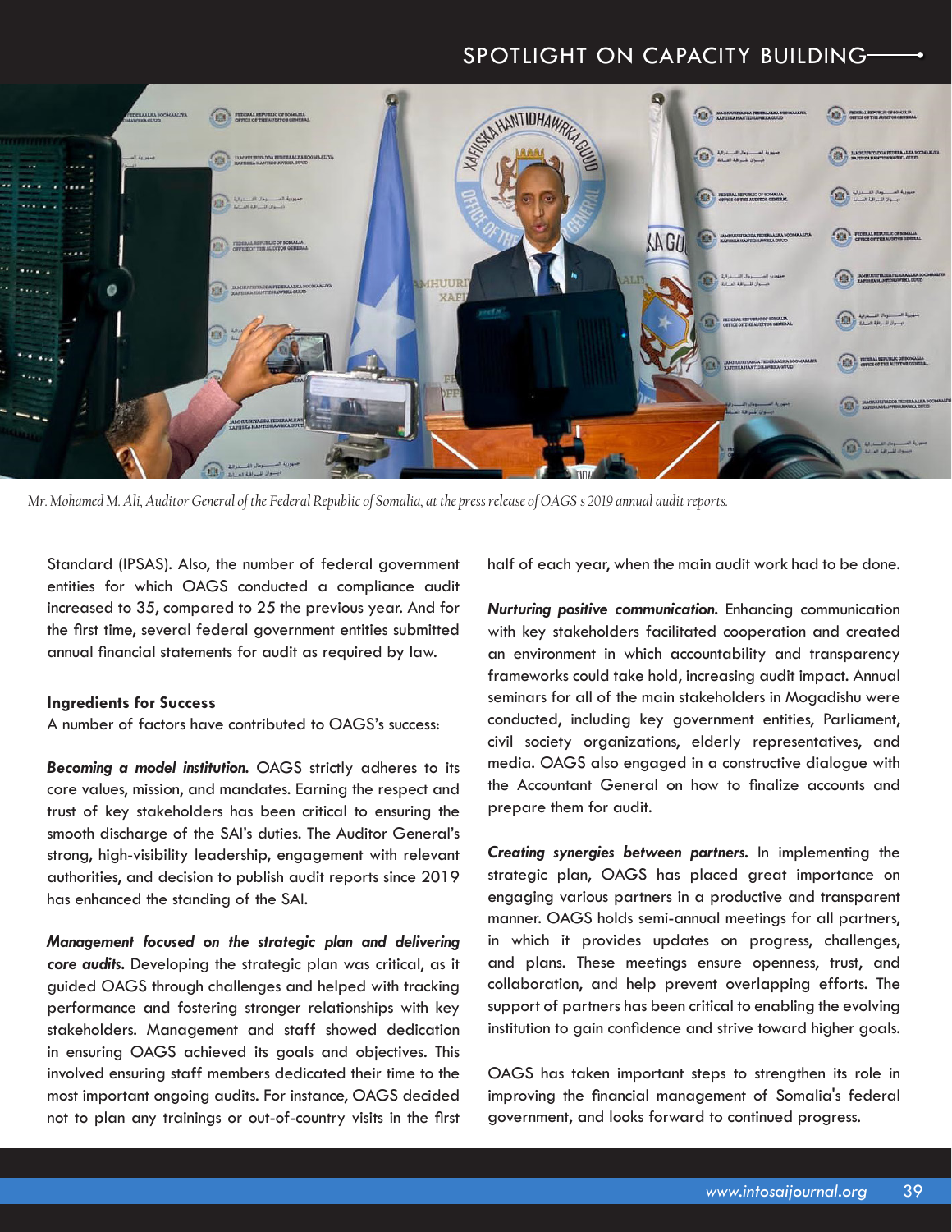Mr. Mohamed M. Ali, Auditor General of the Federal Republic of Somalia, at the press release of OAGS's 2019 annual audit reports.

Standard (IPSAS). Also, the number of federal government entities for which OAGS conducted a compliance audit increased to 35, compared to 25 the previous year. And for the first time, several federal government entities submitted annual financial statements for audit as required by law.

**Ingredients for Success**

A number of factors have contributed to OAGS's success:

***Becoming a model institution.*** OAGS strictly adheres to its core values, mission, and mandates. Earning the respect and trust of key stakeholders has been critical to ensuring the smooth discharge of the SAI's duties. The Auditor General's strong, high-visibility leadership, engagement with relevant authorities, and decision to publish audit reports since 2019 has enhanced the standing of the SAI.

***Management focused on the strategic plan and delivering core audits.*** Developing the strategic plan was critical, as it guided OAGS through challenges and helped with tracking performance and fostering stronger relationships with key stakeholders. Management and staff showed dedication in ensuring OAGS achieved its goals and objectives. This involved ensuring staff members dedicated their time to the most important ongoing audits. For instance, OAGS decided not to plan any trainings or out-of-country visits in the first half of each year, when the main audit work had to be done.

***Nurturing positive communication.*** Enhancing communication with key stakeholders facilitated cooperation and created an environment in which accountability and transparency frameworks could take hold, increasing audit impact. Annual seminars for all of the main stakeholders in Mogadishu were conducted, including key government entities, Parliament, civil society organizations, elderly representatives, and media. OAGS also engaged in a constructive dialogue with the Accountant General on how to finalize accounts and prepare them for audit.

***Creating synergies between partners.*** In implementing the strategic plan, OAGS has placed great importance on engaging various partners in a productive and transparent manner. OAGS holds semi-annual meetings for all partners, in which it provides updates on progress, challenges, and plans. These meetings ensure openness, trust, and collaboration, and help prevent overlapping efforts. The support of partners has been critical to enabling the evolving institution to gain confidence and strive toward higher goals.

OAGS has taken important steps to strengthen its role in improving the financial management of Somalia's federal government, and looks forward to continued progress.